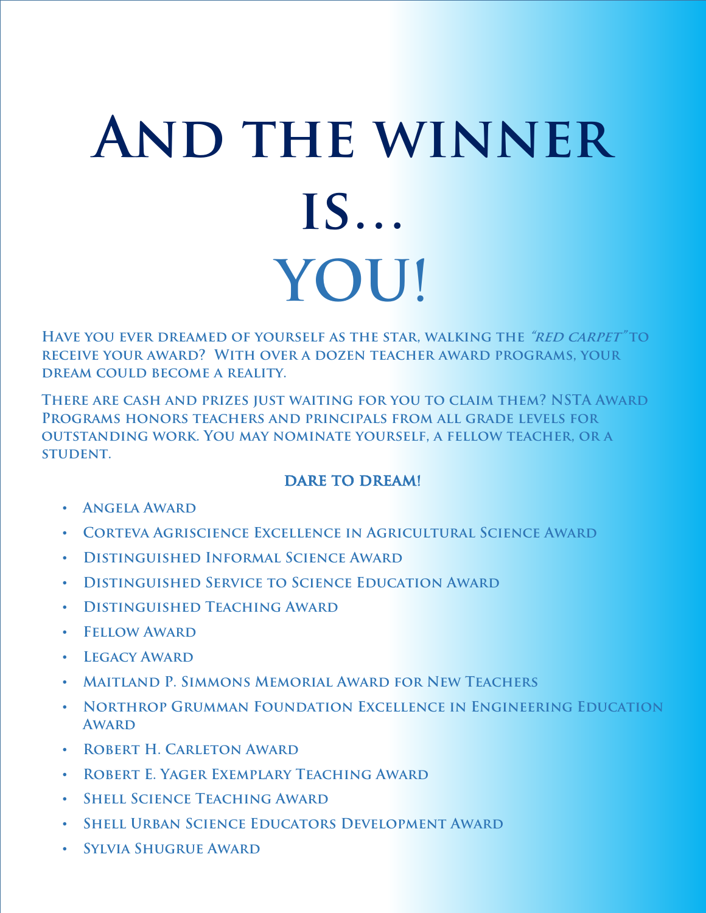# And the winner is… YOU!

**Have you ever dreamed of yourself as the star, walking the *"red carpet"* to receive your award? With over a dozen teacher award programs, your dream could become a reality.**

**There are cash and prizes just waiting for you to claim them? NSTA Award Programs honors teachers and principals from all grade levels for outstanding work. You may nominate yourself, a fellow teacher, or a student.**

## DARE TO DREAM!

- Angela Award
- Corteva Agriscience Excellence in Agricultural Science Award
- Distinguished Informal Science Award
- Distinguished Service to Science Education Award
- Distinguished Teaching Award
- Fellow Award
- Legacy Award
- Maitland P. Simmons Memorial Award for New Teachers
- Northrop Grumman Foundation Excellence in Engineering Education Award
- Robert H. Carleton Award
- Robert E. Yager Exemplary Teaching Award
- Shell Science Teaching Award
- Shell Urban Science Educators Development Award
- Sylvia Shugrue Award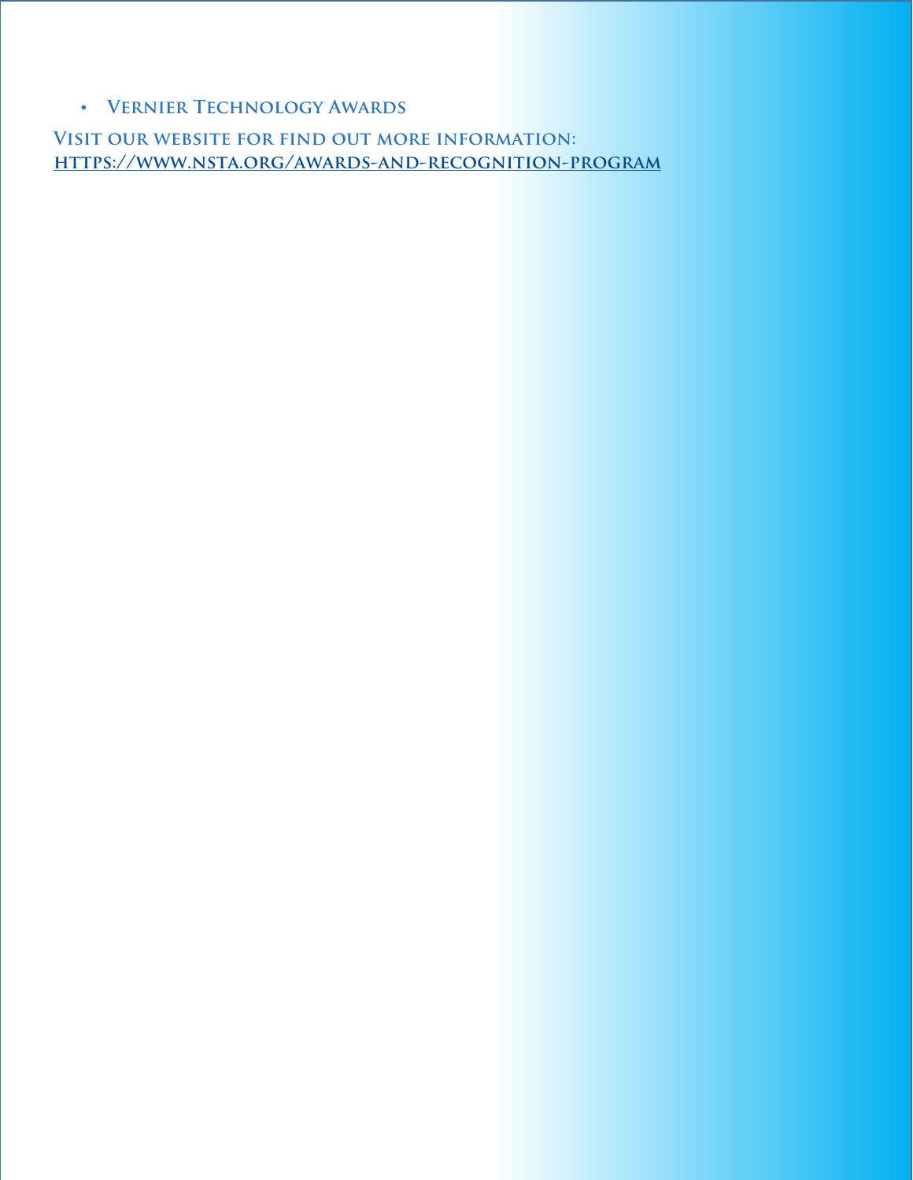- **Vernier Technology Awards**

**Visit our website for find out more information:**
**https://www.nsta.org/awards-and-recognition-program**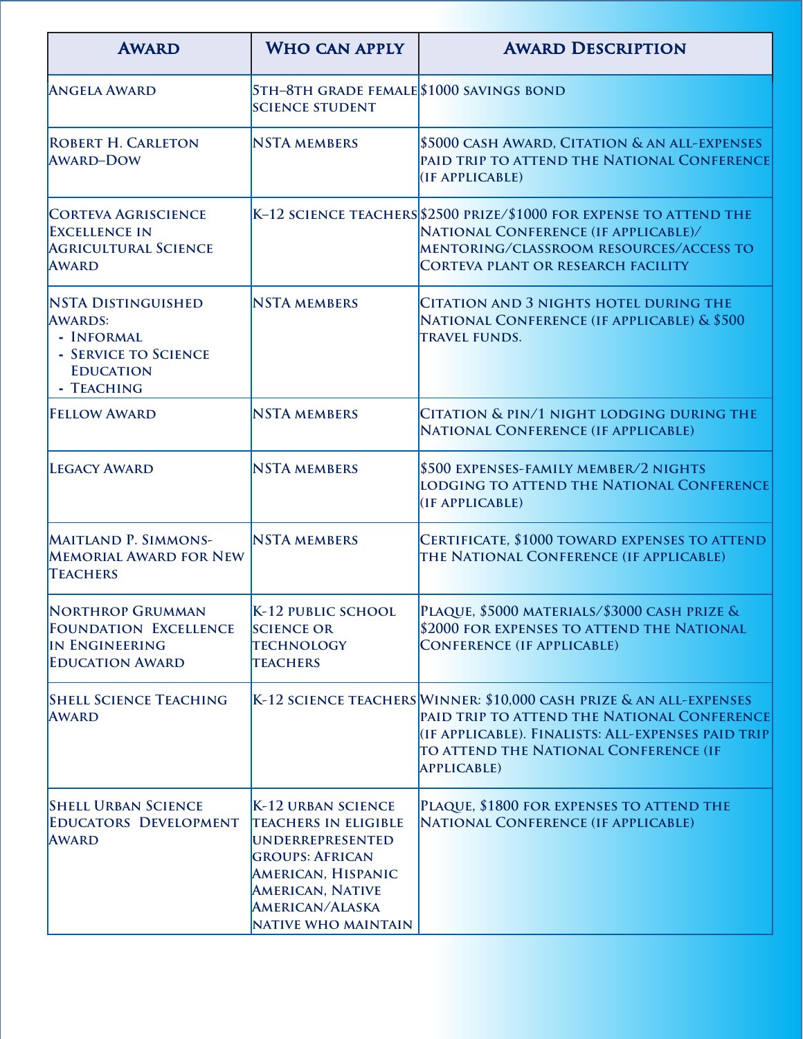| Award | Who can apply | Award Description |
| --- | --- | --- |
| Angela Award | 5th–8th grade female science student | $1000 savings bond |
| Robert H. Carleton Award–Dow | NSTA members | $5000 cash Award, Citation & an all-expenses paid trip to attend the National Conference (if applicable) |
| Corteva Agriscience Excellence in Agricultural Science Award | K–12 science teachers | $2500 prize/$1000 for expense to attend the National Conference (if applicable)/ mentoring/classroom resources/access to Corteva plant or research facility |
| NSTA Distinguished Awards: - Informal - Service to Science Education - Teaching | NSTA members | Citation and 3 nights hotel during the National Conference (if applicable) & $500 travel funds. |
| Fellow Award | NSTA members | Citation & pin/1 night lodging during the National Conference (if applicable) |
| Legacy Award | NSTA members | $500 expenses-family member/2 nights lodging to attend the National Conference (if applicable) |
| Maitland P. Simmons-Memorial Award for New Teachers | NSTA members | Certificate, $1000 toward expenses to attend the National Conference (if applicable) |
| Northrop Grumman Foundation Excellence in Engineering Education Award | K-12 public school science or technology teachers | Plaque, $5000 materials/$3000 cash prize & $2000 for expenses to attend the National Conference (if applicable) |
| Shell Science Teaching Award | K-12 science teachers | Winner: $10,000 cash prize & an all-expenses paid trip to attend the National Conference (if applicable). Finalists: All-expenses paid trip to attend the National Conference (if applicable) |
| Shell Urban Science Educators Development Award | K-12 urban science teachers in eligible underrepresented groups: African American, Hispanic American, Native American/Alaska native who maintain | Plaque, $1800 for expenses to attend the National Conference (if applicable) |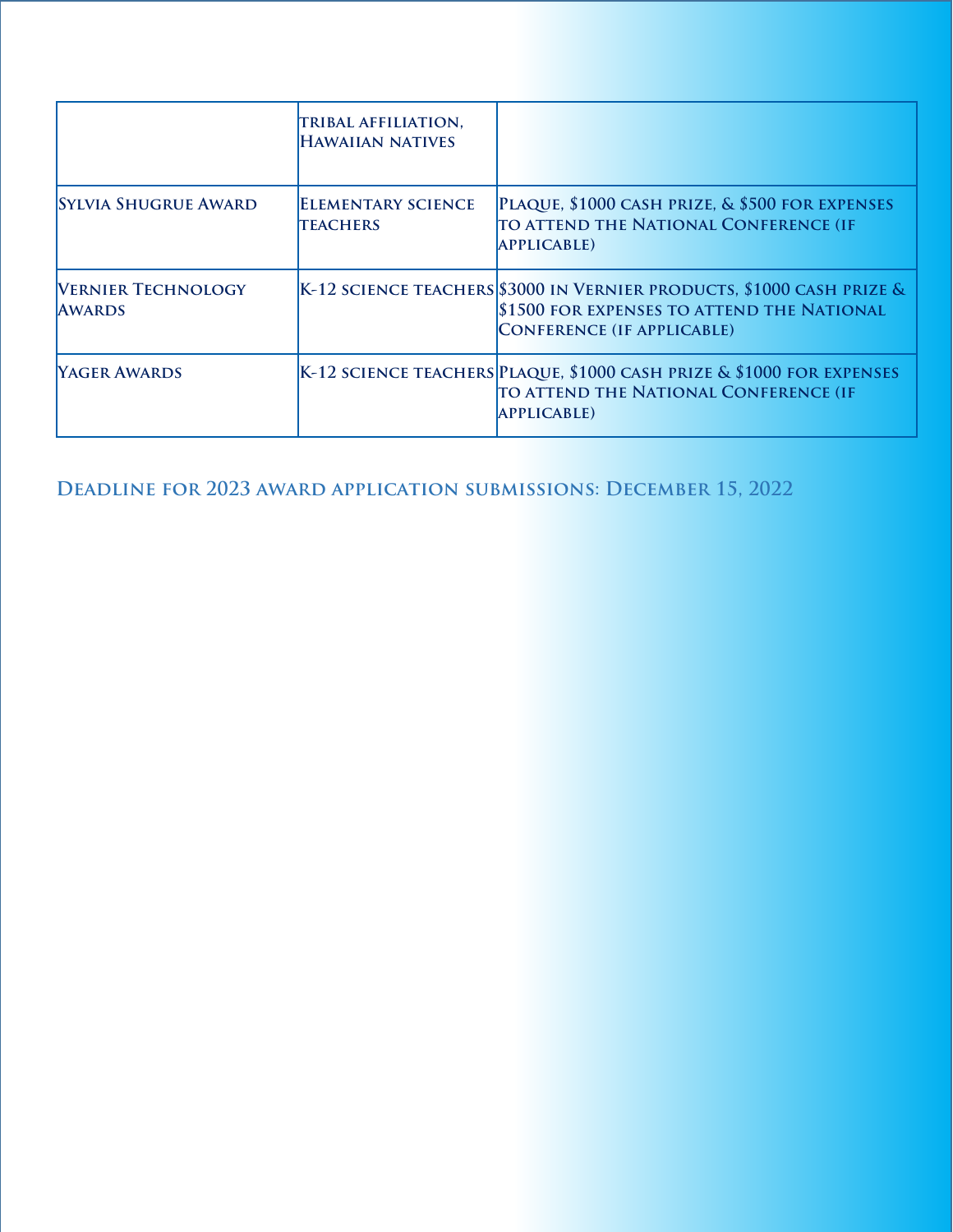| | | |
|---|---|---|
| | Tribal affiliation, Hawaiian natives | |
| Sylvia Shugrue Award | Elementary science teachers | Plaque, $1000 cash prize, & $500 for expenses to attend the National Conference (if applicable) |
| Vernier Technology Awards | K-12 science teachers | $3000 in Vernier products, $1000 cash prize & $1500 for expenses to attend the National Conference (if applicable) |
| Yager Awards | K-12 science teachers | Plaque, $1000 cash prize & $1000 for expenses to attend the National Conference (if applicable) |

**Deadline for 2023 award application submissions: December 15, 2022**